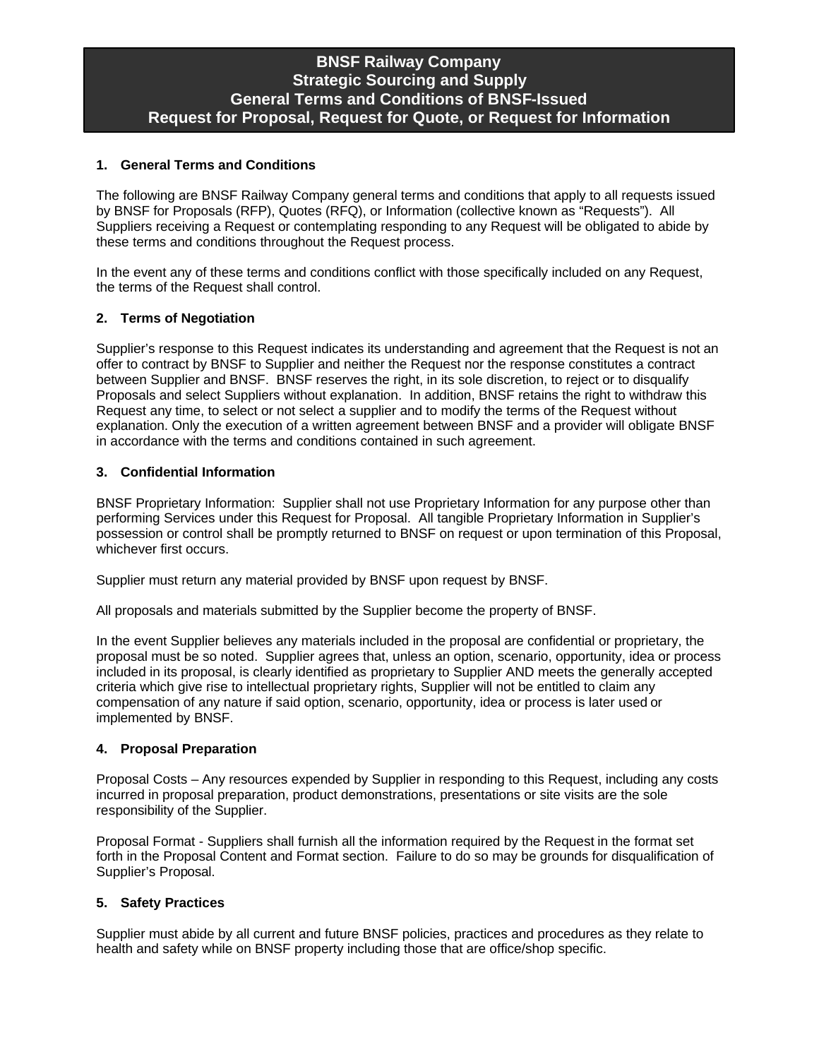# BNSF Railway Company
# Strategic Sourcing and Supply
# General Terms and Conditions of BNSF-Issued
# Request for Proposal, Request for Quote, or Request for Information

## 1. General Terms and Conditions

The following are BNSF Railway Company general terms and conditions that apply to all requests issued by BNSF for Proposals (RFP), Quotes (RFQ), or Information (collective known as "Requests"). All Suppliers receiving a Request or contemplating responding to any Request will be obligated to abide by these terms and conditions throughout the Request process.

In the event any of these terms and conditions conflict with those specifically included on any Request, the terms of the Request shall control.

## 2. Terms of Negotiation

Supplier's response to this Request indicates its understanding and agreement that the Request is not an offer to contract by BNSF to Supplier and neither the Request nor the response constitutes a contract between Supplier and BNSF. BNSF reserves the right, in its sole discretion, to reject or to disqualify Proposals and select Suppliers without explanation. In addition, BNSF retains the right to withdraw this Request any time, to select or not select a supplier and to modify the terms of the Request without explanation. Only the execution of a written agreement between BNSF and a provider will obligate BNSF in accordance with the terms and conditions contained in such agreement.

## 3. Confidential Information

BNSF Proprietary Information: Supplier shall not use Proprietary Information for any purpose other than performing Services under this Request for Proposal. All tangible Proprietary Information in Supplier's possession or control shall be promptly returned to BNSF on request or upon termination of this Proposal, whichever first occurs.

Supplier must return any material provided by BNSF upon request by BNSF.

All proposals and materials submitted by the Supplier become the property of BNSF.

In the event Supplier believes any materials included in the proposal are confidential or proprietary, the proposal must be so noted. Supplier agrees that, unless an option, scenario, opportunity, idea or process included in its proposal, is clearly identified as proprietary to Supplier AND meets the generally accepted criteria which give rise to intellectual proprietary rights, Supplier will not be entitled to claim any compensation of any nature if said option, scenario, opportunity, idea or process is later used or implemented by BNSF.

## 4. Proposal Preparation

Proposal Costs – Any resources expended by Supplier in responding to this Request, including any costs incurred in proposal preparation, product demonstrations, presentations or site visits are the sole responsibility of the Supplier.

Proposal Format - Suppliers shall furnish all the information required by the Request in the format set forth in the Proposal Content and Format section. Failure to do so may be grounds for disqualification of Supplier's Proposal.

## 5. Safety Practices

Supplier must abide by all current and future BNSF policies, practices and procedures as they relate to health and safety while on BNSF property including those that are office/shop specific.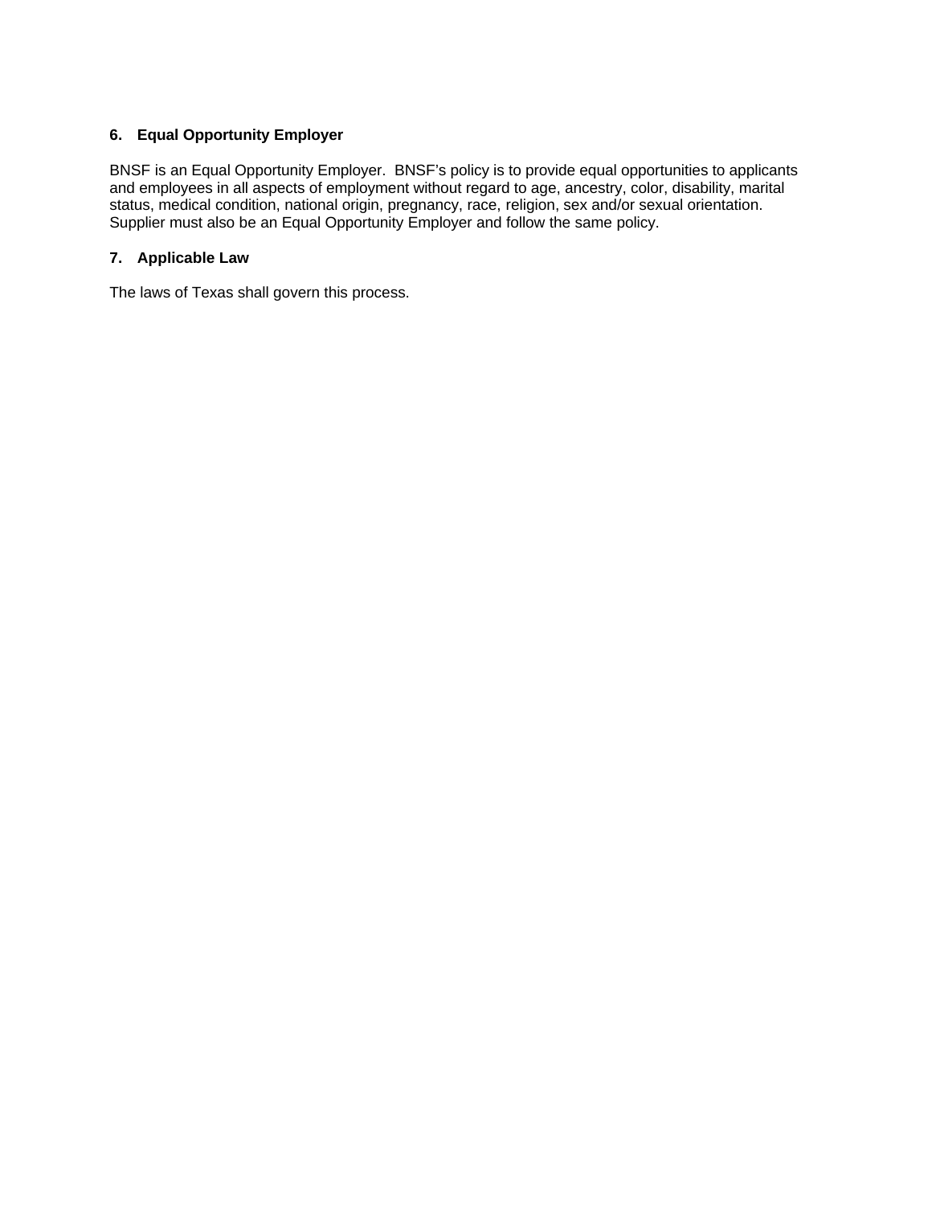**6. Equal Opportunity Employer**

BNSF is an Equal Opportunity Employer. BNSF's policy is to provide equal opportunities to applicants and employees in all aspects of employment without regard to age, ancestry, color, disability, marital status, medical condition, national origin, pregnancy, race, religion, sex and/or sexual orientation. Supplier must also be an Equal Opportunity Employer and follow the same policy.

**7. Applicable Law**

The laws of Texas shall govern this process.